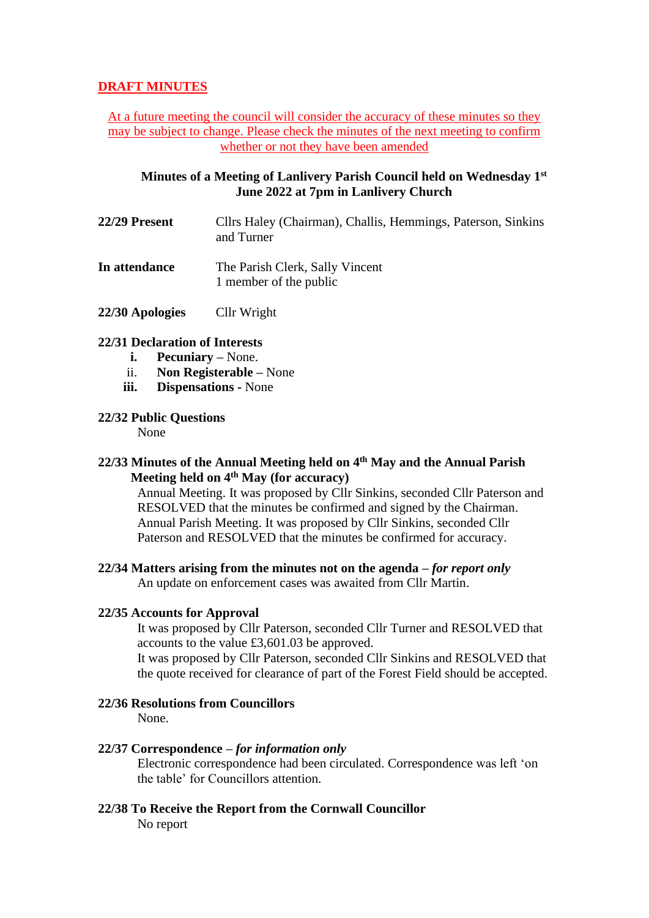**DRAFT MINUTES**

At a future meeting the council will consider the accuracy of these minutes so they may be subject to change. Please check the minutes of the next meeting to confirm whether or not they have been amended

**Minutes of a Meeting of Lanlivery Parish Council held on Wednesday 1st June 2022 at 7pm in Lanlivery Church**

**22/29 Present** Cllrs Haley (Chairman), Challis, Hemmings, Paterson, Sinkins and Turner

**In attendance** The Parish Clerk, Sally Vincent
1 member of the public

**22/30 Apologies** Cllr Wright

**22/31 Declaration of Interests**

i. **Pecuniary** – None.
ii. **Non Registerable** – None
iii. **Dispensations** - None

**22/32 Public Questions**

None

**22/33 Minutes of the Annual Meeting held on 4th May and the Annual Parish Meeting held on 4th May (for accuracy)**

Annual Meeting. It was proposed by Cllr Sinkins, seconded Cllr Paterson and RESOLVED that the minutes be confirmed and signed by the Chairman.
Annual Parish Meeting. It was proposed by Cllr Sinkins, seconded Cllr Paterson and RESOLVED that the minutes be confirmed for accuracy.

**22/34 Matters arising from the minutes not on the agenda – *for report only***

An update on enforcement cases was awaited from Cllr Martin.

**22/35 Accounts for Approval**

It was proposed by Cllr Paterson, seconded Cllr Turner and RESOLVED that accounts to the value £3,601.03 be approved.
It was proposed by Cllr Paterson, seconded Cllr Sinkins and RESOLVED that the quote received for clearance of part of the Forest Field should be accepted.

**22/36 Resolutions from Councillors**

None.

**22/37 Correspondence – *for information only***

Electronic correspondence had been circulated. Correspondence was left 'on the table' for Councillors attention.

**22/38 To Receive the Report from the Cornwall Councillor**

No report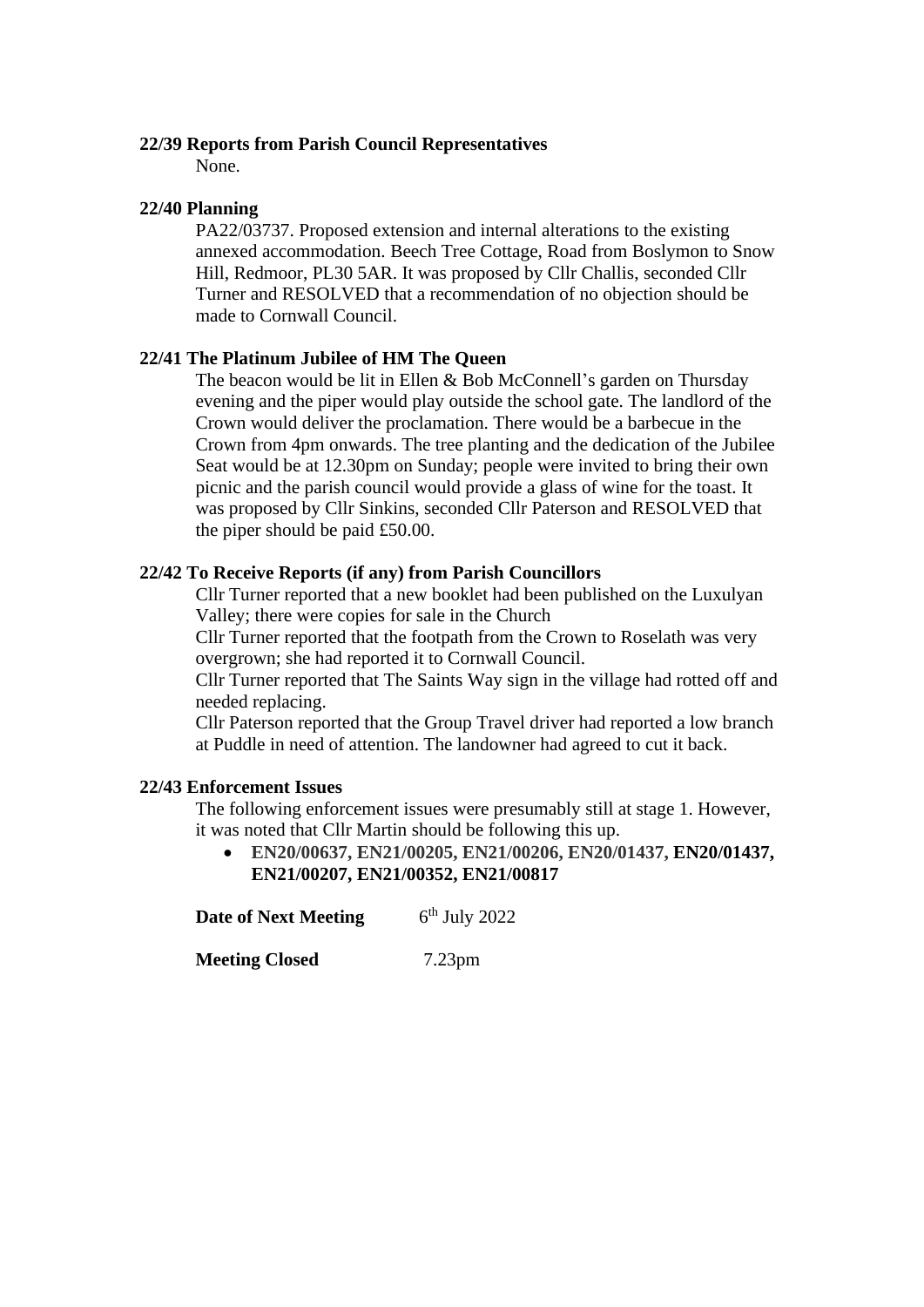**22/39 Reports from Parish Council Representatives**

None.

**22/40 Planning**

PA22/03737. Proposed extension and internal alterations to the existing annexed accommodation. Beech Tree Cottage, Road from Boslymon to Snow Hill, Redmoor, PL30 5AR. It was proposed by Cllr Challis, seconded Cllr Turner and RESOLVED that a recommendation of no objection should be made to Cornwall Council.

**22/41 The Platinum Jubilee of HM The Queen**

The beacon would be lit in Ellen & Bob McConnell's garden on Thursday evening and the piper would play outside the school gate. The landlord of the Crown would deliver the proclamation. There would be a barbecue in the Crown from 4pm onwards. The tree planting and the dedication of the Jubilee Seat would be at 12.30pm on Sunday; people were invited to bring their own picnic and the parish council would provide a glass of wine for the toast. It was proposed by Cllr Sinkins, seconded Cllr Paterson and RESOLVED that the piper should be paid £50.00.

**22/42 To Receive Reports (if any) from Parish Councillors**

Cllr Turner reported that a new booklet had been published on the Luxulyan Valley; there were copies for sale in the Church

Cllr Turner reported that the footpath from the Crown to Roselath was very overgrown; she had reported it to Cornwall Council.

Cllr Turner reported that The Saints Way sign in the village had rotted off and needed replacing.

Cllr Paterson reported that the Group Travel driver had reported a low branch at Puddle in need of attention. The landowner had agreed to cut it back.

**22/43 Enforcement Issues**

The following enforcement issues were presumably still at stage 1. However, it was noted that Cllr Martin should be following this up.

- **EN20/00637, EN21/00205, EN21/00206, EN20/01437, EN20/01437, EN21/00207, EN21/00352, EN21/00817**

**Date of Next Meeting** 6th July 2022

**Meeting Closed** 7.23pm